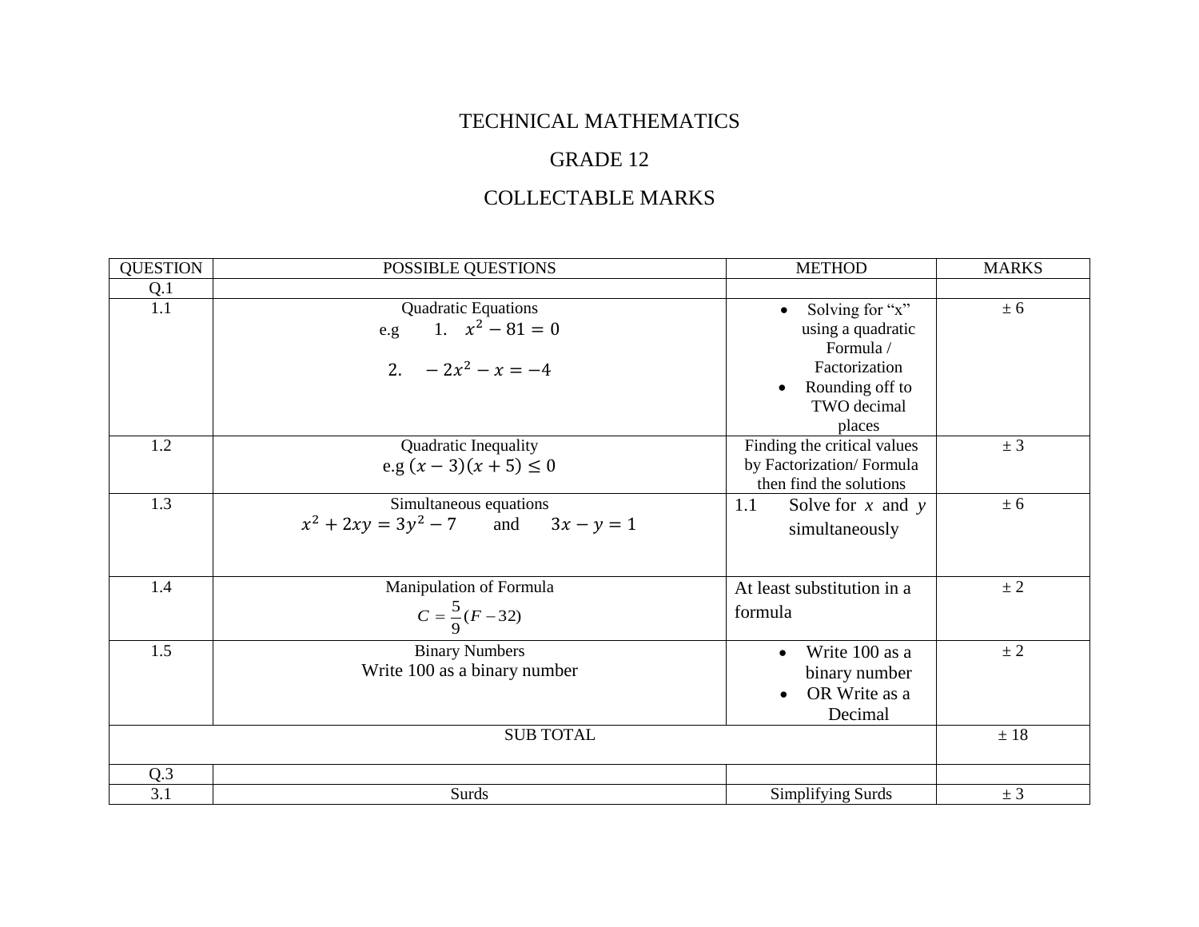# TECHNICAL MATHEMATICS

## GRADE 12

## COLLECTABLE MARKS

| QUESTION | POSSIBLE QUESTIONS | METHOD | MARKS |
|---|---|---|---|
| Q.1 | | | |
| 1.1 | Quadratic Equations<br>e.g 1. $x^2 - 81 = 0$<br>2. $-2x^2 - x = -4$ | • Solving for "x" using a quadratic Formula / Factorization<br>• Rounding off to TWO decimal places | ± 6 |
| 1.2 | Quadratic Inequality<br>e.g $(x-3)(x+5) \leq 0$ | Finding the critical values by Factorization/ Formula then find the solutions | ± 3 |
| 1.3 | Simultaneous equations<br>$x^2 + 2xy = 3y^2 - 7$ and $3x - y = 1$ | 1.1 Solve for $x$ and $y$ simultaneously | ± 6 |
| 1.4 | Manipulation of Formula<br>$C = \frac{5}{9}(F - 32)$ | At least substitution in a formula | ± 2 |
| 1.5 | Binary Numbers<br>Write 100 as a binary number | • Write 100 as a binary number<br>• OR Write as a Decimal | ± 2 |
| SUB TOTAL | | | ± 18 |
| Q.3 | | | |
| 3.1 | Surds | Simplifying Surds | ± 3 |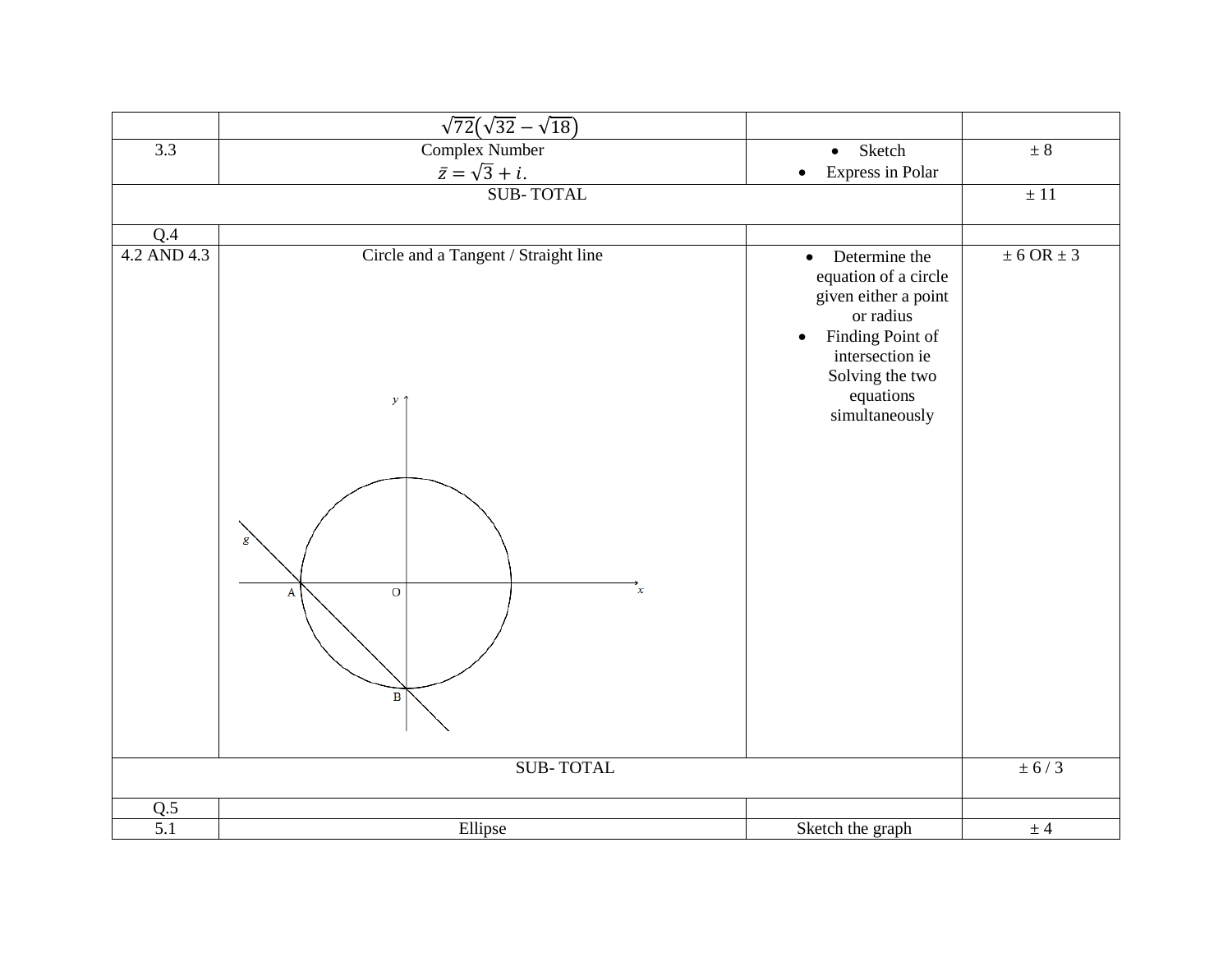| | | | |
|---|---|---|---|
| | $\sqrt{72}(\sqrt{32}-\sqrt{18})$ | | |
| 3.3 | Complex Number $\bar{z}=\sqrt{3}+i.$ | • Sketch • Express in Polar | ± 8 |
| SUB- TOTAL | | | ± 11 |
| Q.4 | | | |
| 4.2 AND 4.3 | Circle and a Tangent / Straight line | • Determine the equation of a circle given either a point or radius • Finding Point of intersection ie Solving the two equations simultaneously | ± 6 OR ± 3 |
| SUB- TOTAL | | | ± 6 / 3 |
| Q.5 | | | |
| 5.1 | Ellipse | Sketch the graph | ± 4 |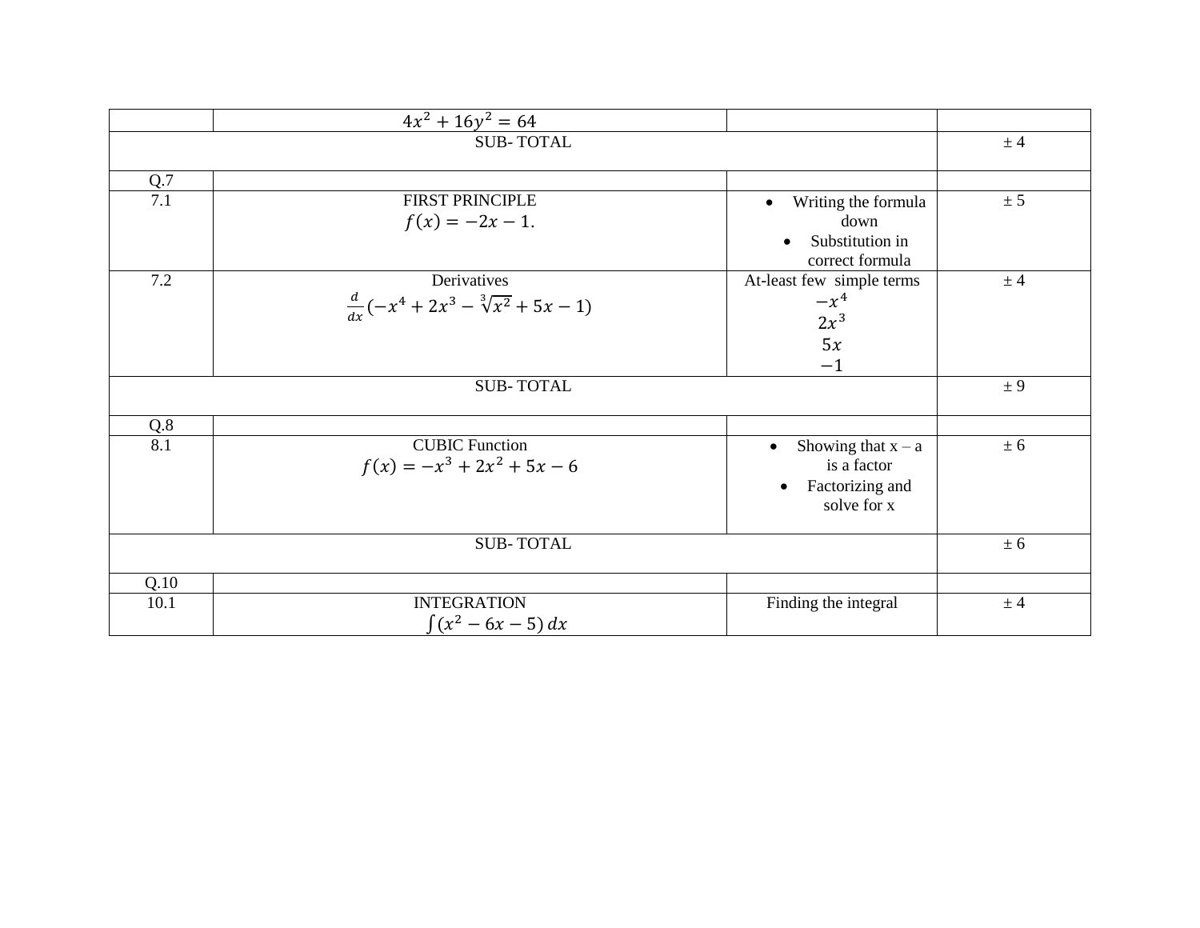| | | | |
|---|---|---|---|
| | $4x^2 + 16y^2 = 64$ | | |
| SUB- TOTAL | | | ± 4 |
| Q.7 | | | |
| 7.1 | FIRST PRINCIPLE<br>$f(x) = -2x - 1.$ | • Writing the formula down<br>• Substitution in correct formula | ± 5 |
| 7.2 | Derivatives<br>$\frac{d}{dx}(-x^4 + 2x^3 - \sqrt[3]{x^2} + 5x - 1)$ | At-least few simple terms<br>$-x^4$<br>$2x^3$<br>$5x$<br>$-1$ | ± 4 |
| SUB- TOTAL | | | ± 9 |
| Q.8 | | | |
| 8.1 | CUBIC Function<br>$f(x) = -x^3 + 2x^2 + 5x - 6$ | • Showing that x – a is a factor<br>• Factorizing and solve for x | ± 6 |
| SUB- TOTAL | | | ± 6 |
| Q.10 | | | |
| 10.1 | INTEGRATION<br>$\int(x^2 - 6x - 5)\,dx$ | Finding the integral | ± 4 |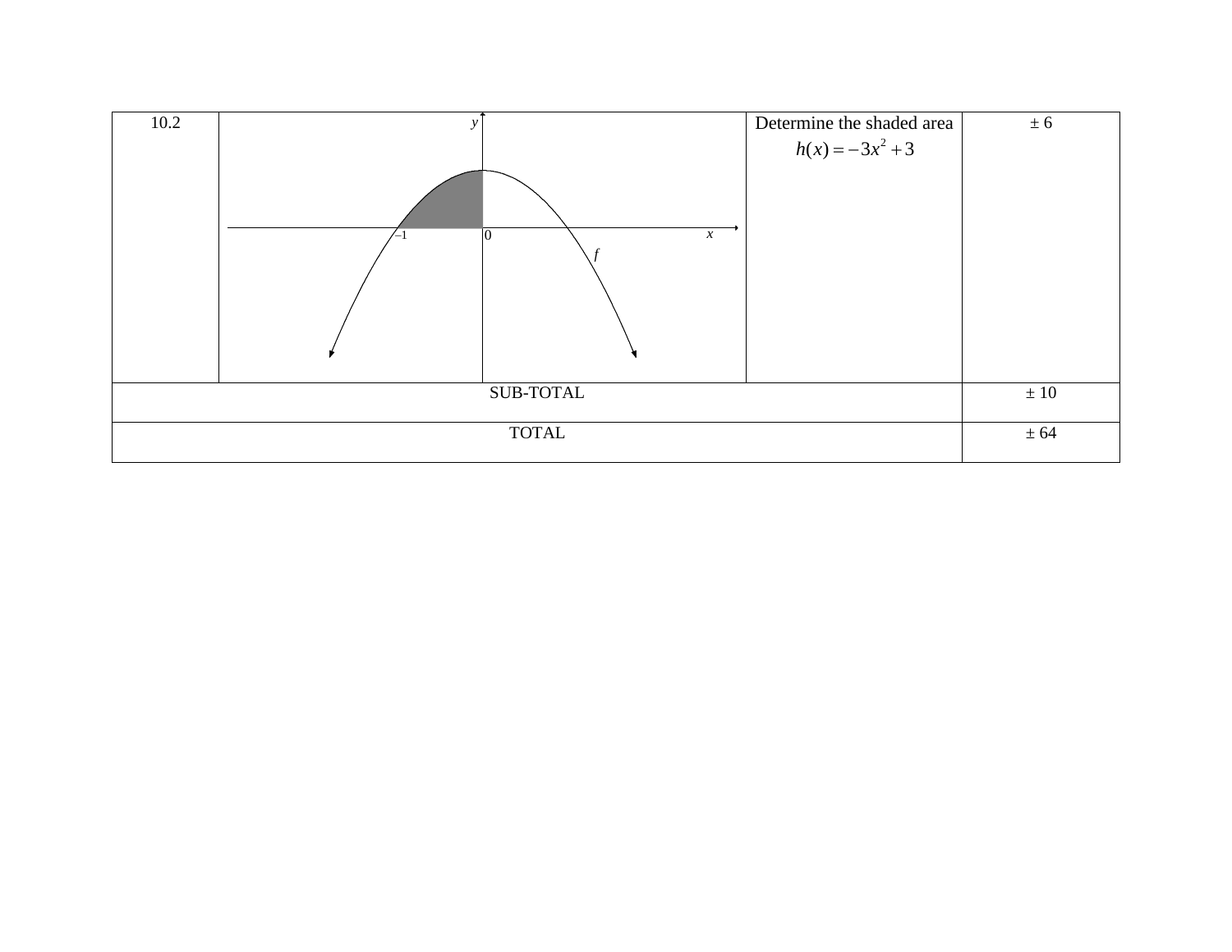| | | | |
|---|---|---|---|
| 10.2 | y<br>x<br>–1<br>0<br>f | Determine the shaded area $h(x) = -3x^2 + 3$ | ± 6 |
| SUB-TOTAL | | | ± 10 |
| TOTAL | | | ± 64 |